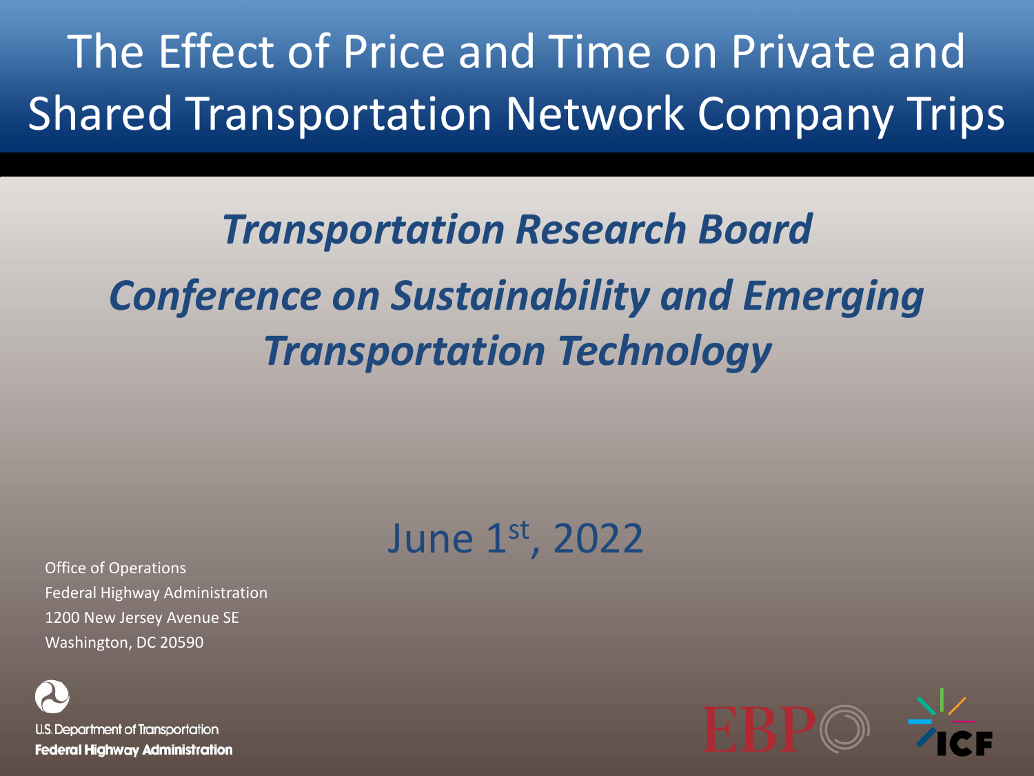# The Effect of Price and Time on Private and Shared Transportation Network Company Trips

## *Transportation Research Board*

## *Conference on Sustainability and Emerging Transportation Technology*

June 1st, 2022

Office of Operations
Federal Highway Administration
1200 New Jersey Avenue SE
Washington, DC 20590

U.S. Department of Transportation
**Federal Highway Administration**

EBP

ICF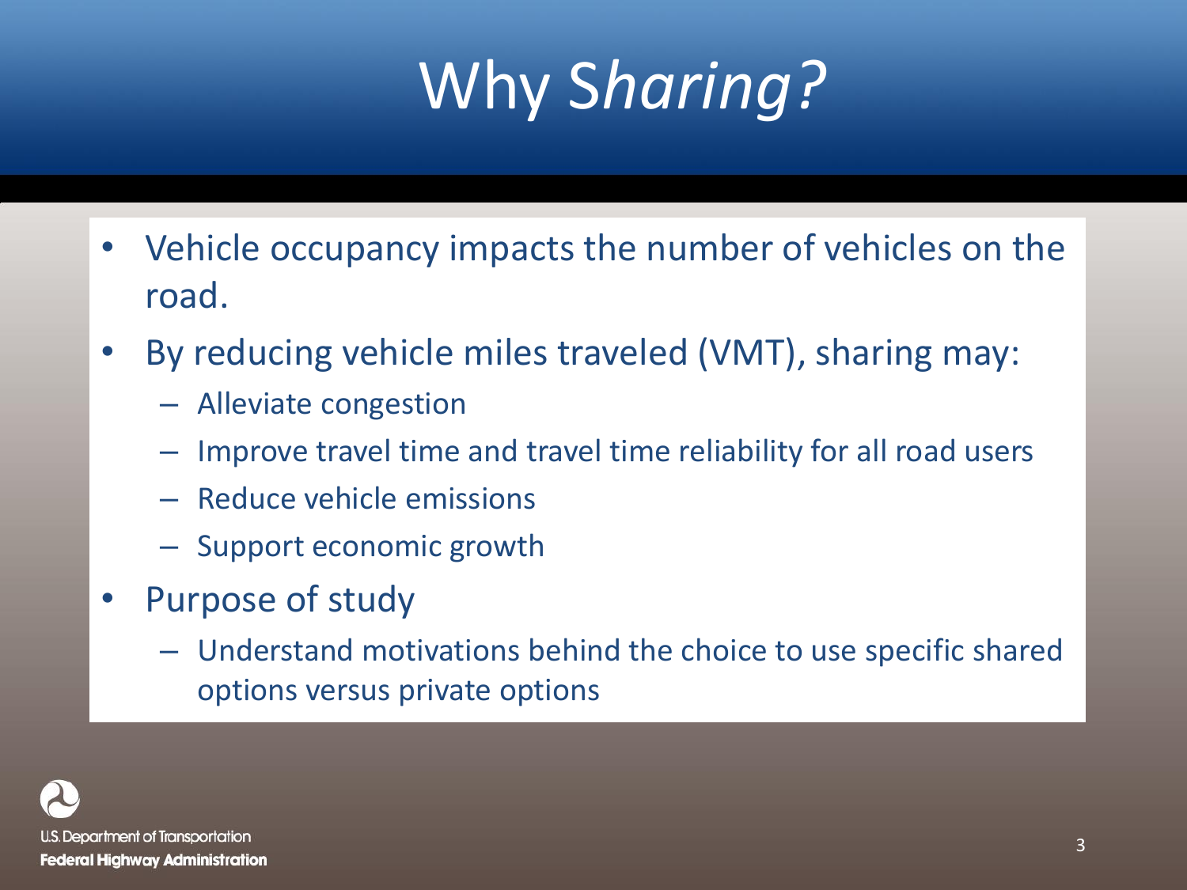# Why *Sharing?*

- Vehicle occupancy impacts the number of vehicles on the road.
- By reducing vehicle miles traveled (VMT), sharing may:
  - Alleviate congestion
  - Improve travel time and travel time reliability for all road users
  - Reduce vehicle emissions
  - Support economic growth
- Purpose of study
  - Understand motivations behind the choice to use specific shared options versus private options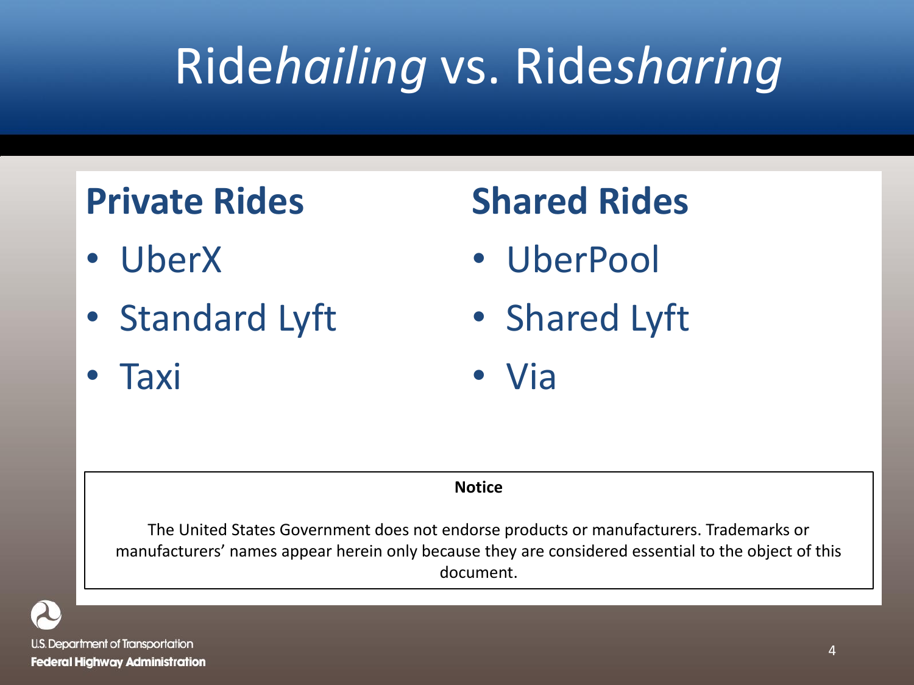# Ride*hailing* vs. Ride*sharing*

## Private Rides

- UberX
- Standard Lyft
- Taxi

## Shared Rides

- UberPool
- Shared Lyft
- Via

**Notice**

The United States Government does not endorse products or manufacturers. Trademarks or manufacturers' names appear herein only because they are considered essential to the object of this document.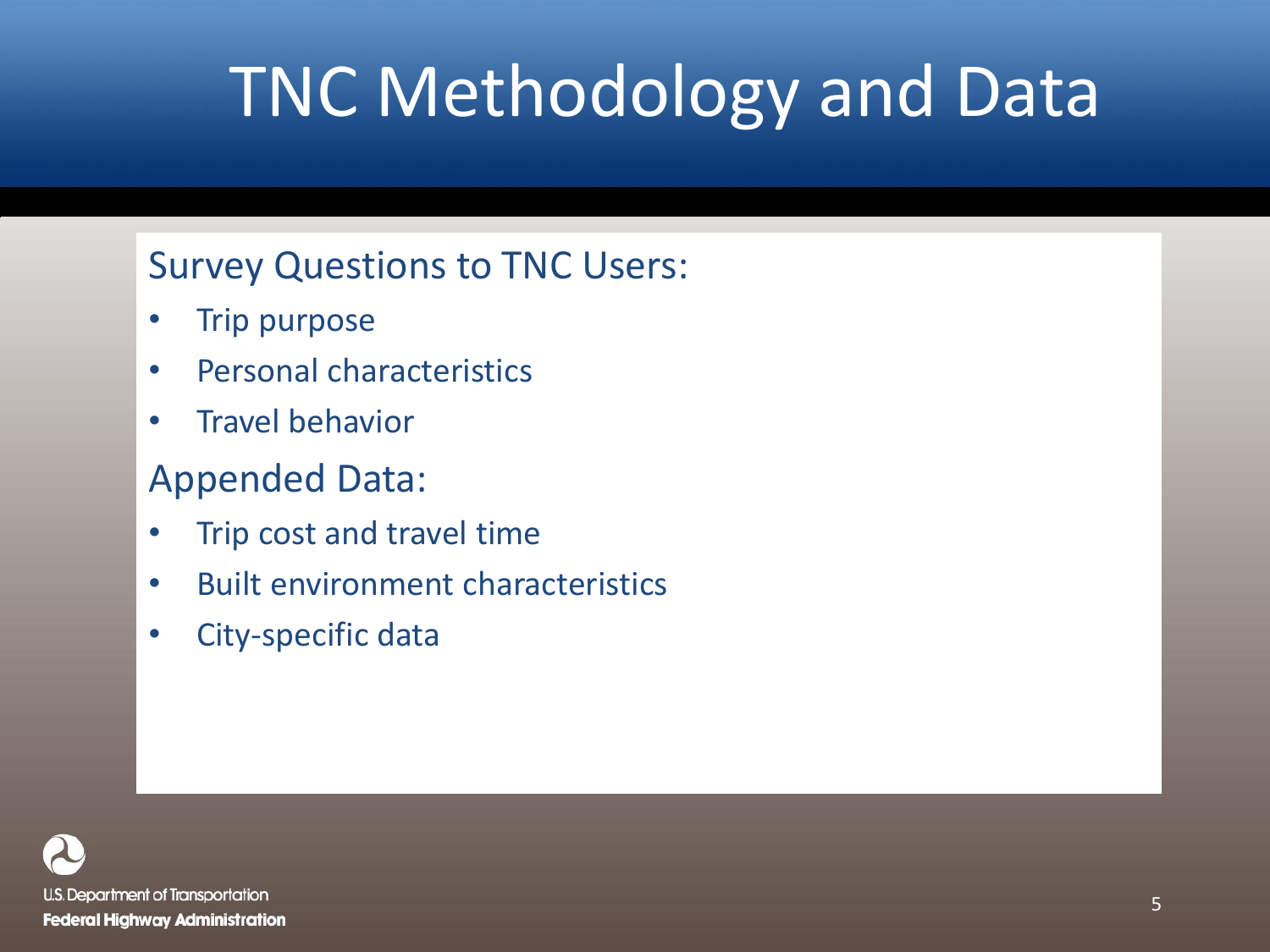# TNC Methodology and Data

Survey Questions to TNC Users:

- Trip purpose
- Personal characteristics
- Travel behavior

Appended Data:

- Trip cost and travel time
- Built environment characteristics
- City-specific data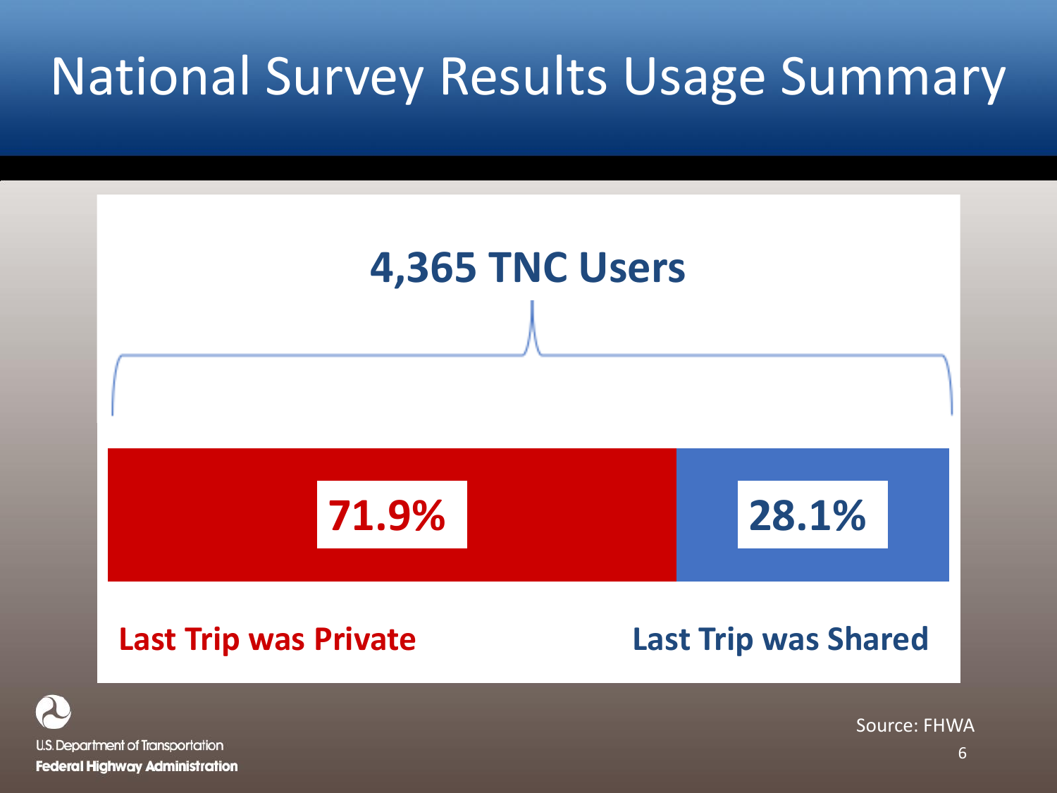# National Survey Results Usage Summary

**4,365 TNC Users**

| Last Trip was Private | Last Trip was Shared |
| --- | --- |
| 71.9% | 28.1% |

Source: FHWA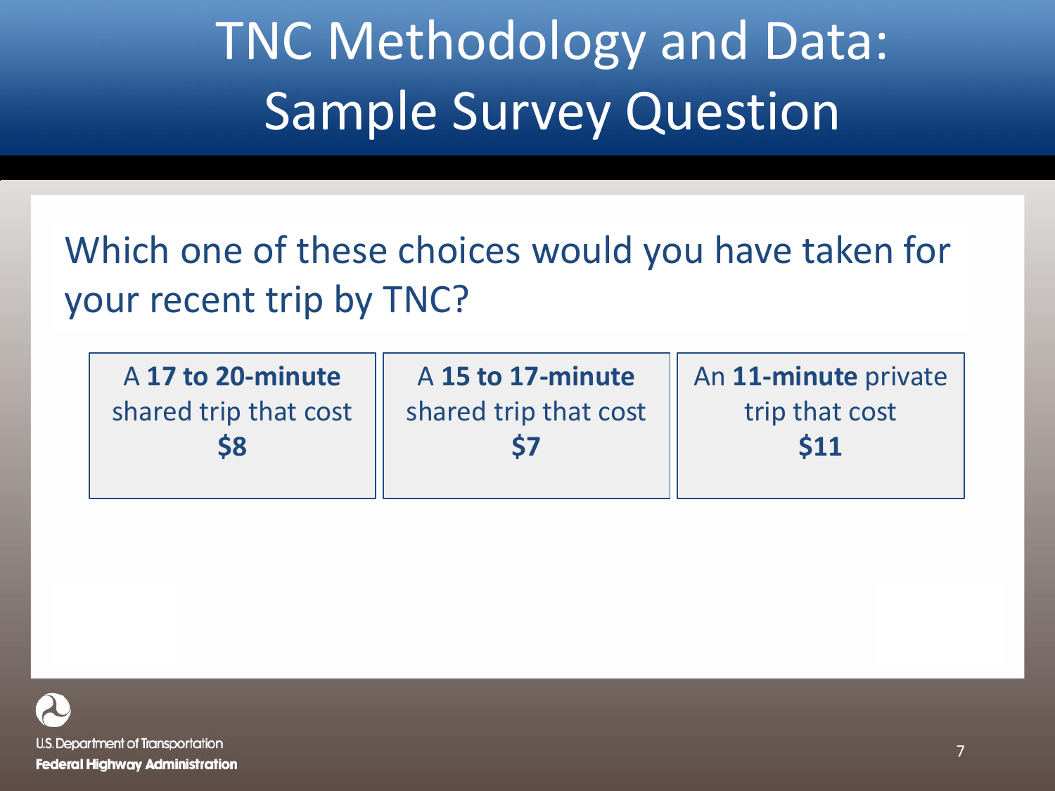# TNC Methodology and Data: Sample Survey Question

Which one of these choices would you have taken for your recent trip by TNC?

| A **17 to 20-minute** shared trip that cost **$8** | A **15 to 17-minute** shared trip that cost **$7** | An **11-minute** private trip that cost **$11** |
| --- | --- | --- |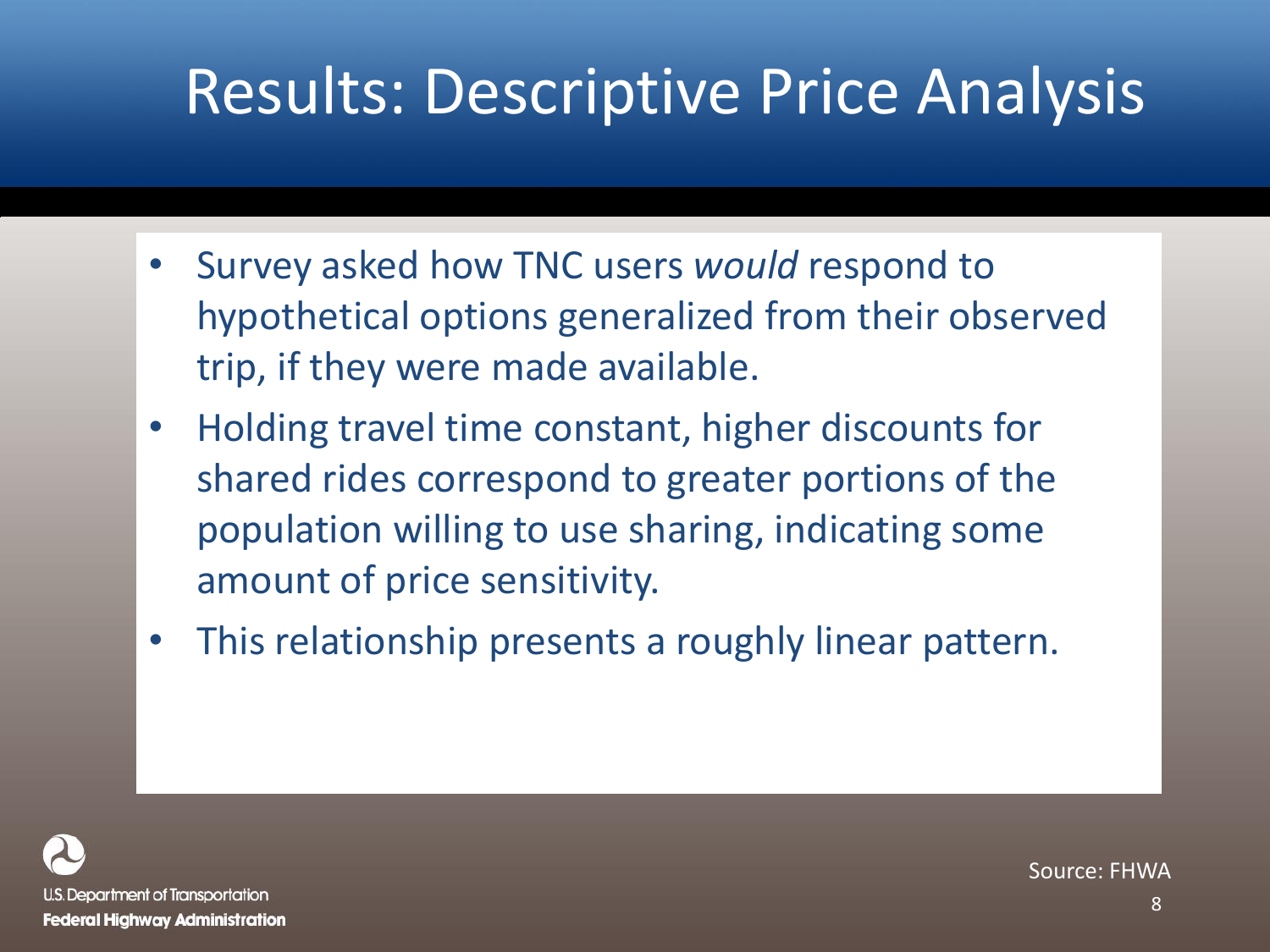# Results: Descriptive Price Analysis

- Survey asked how TNC users *would* respond to hypothetical options generalized from their observed trip, if they were made available.
- Holding travel time constant, higher discounts for shared rides correspond to greater portions of the population willing to use sharing, indicating some amount of price sensitivity.
- This relationship presents a roughly linear pattern.

Source: FHWA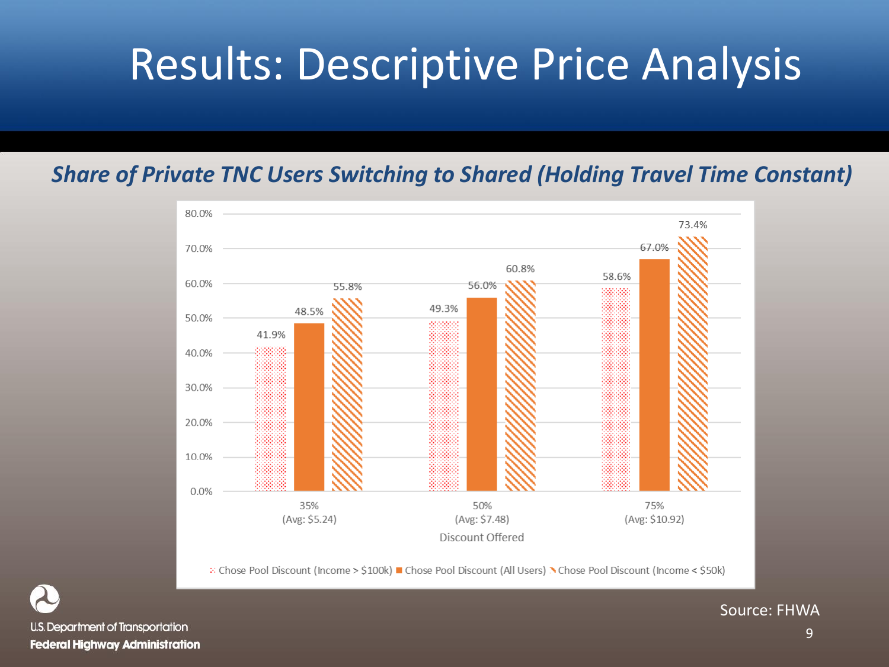# Results: Descriptive Price Analysis

***Share of Private TNC Users Switching to Shared (Holding Travel Time Constant)***

| Discount Offered | Chose Pool Discount (Income > $100k) | Chose Pool Discount (All Users) | Chose Pool Discount (Income < $50k) |
|---|---|---|---|
| 35% (Avg: $5.24) | 41.9% | 48.5% | 55.8% |
| 50% (Avg: $7.48) | 49.3% | 56.0% | 60.8% |
| 75% (Avg: $10.92) | 58.6% | 67.0% | 73.4% |

Source: FHWA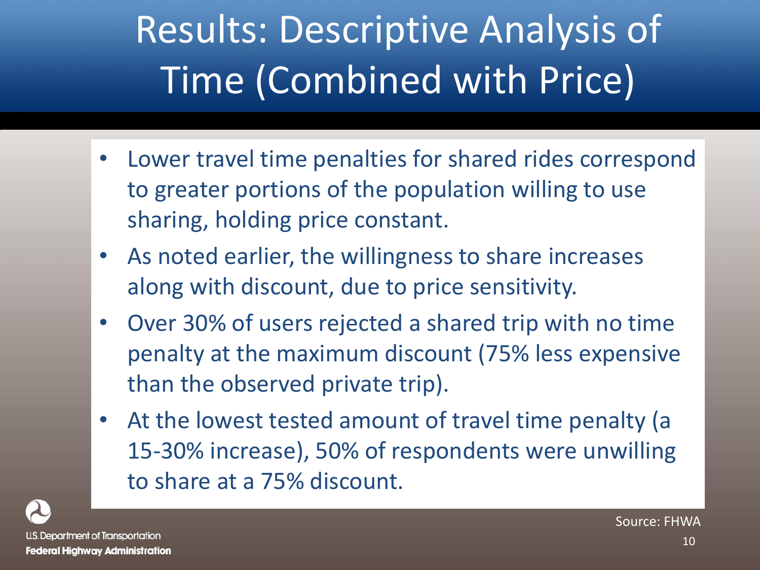# Results: Descriptive Analysis of Time (Combined with Price)

- Lower travel time penalties for shared rides correspond to greater portions of the population willing to use sharing, holding price constant.
- As noted earlier, the willingness to share increases along with discount, due to price sensitivity.
- Over 30% of users rejected a shared trip with no time penalty at the maximum discount (75% less expensive than the observed private trip).
- At the lowest tested amount of travel time penalty (a 15-30% increase), 50% of respondents were unwilling to share at a 75% discount.

Source: FHWA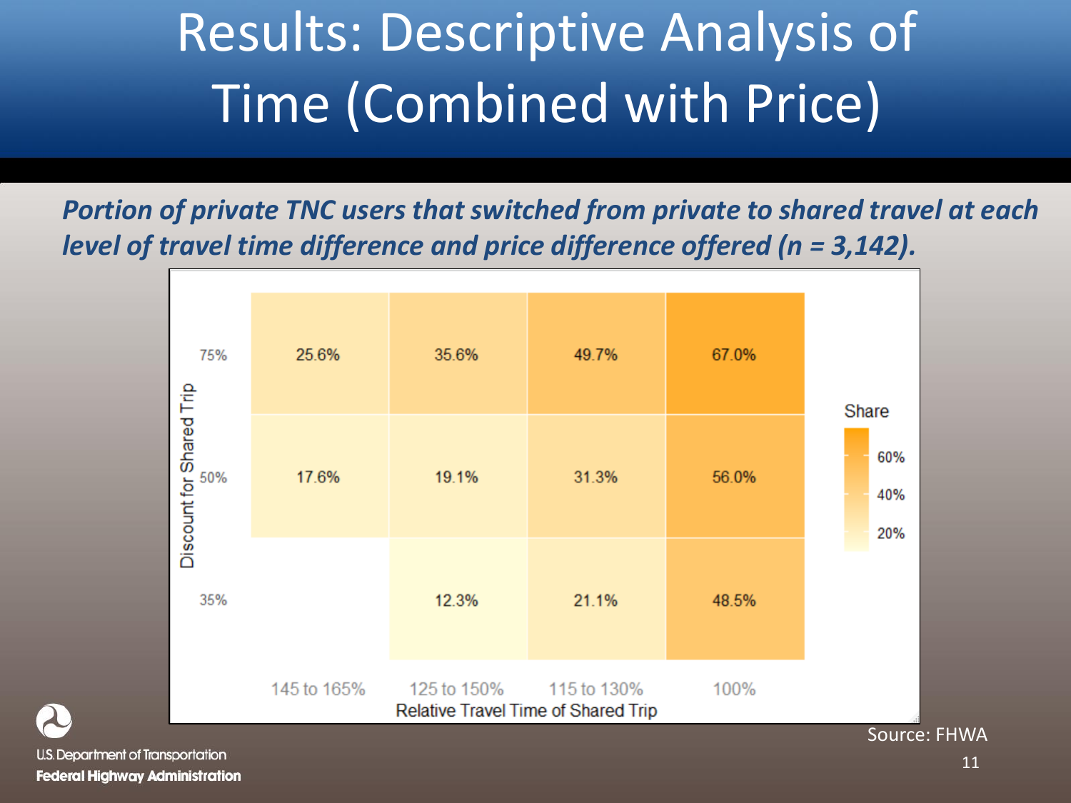# Results: Descriptive Analysis of Time (Combined with Price)

***Portion of private TNC users that switched from private to shared travel at each level of travel time difference and price difference offered (n = 3,142).***

| Discount for Shared Trip | 145 to 165% | 125 to 150% | 115 to 130% | 100% |
| --- | --- | --- | --- | --- |
| 75% | 25.6% | 35.6% | 49.7% | 67.0% |
| 50% | 17.6% | 19.1% | 31.3% | 56.0% |
| 35% | | 12.3% | 21.1% | 48.5% |

Relative Travel Time of Shared Trip

Share: 20%, 40%, 60%

Source: FHWA

U.S. Department of Transportation
**Federal Highway Administration**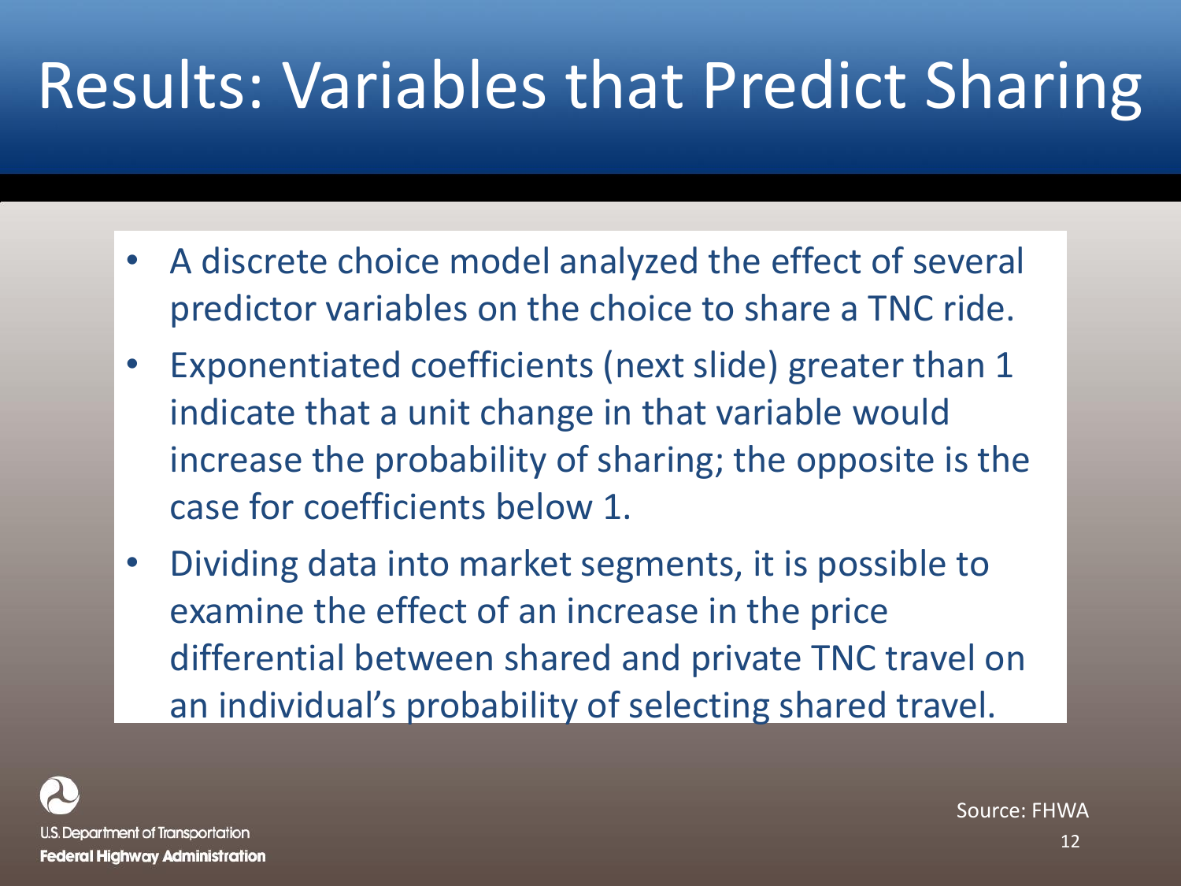# Results: Variables that Predict Sharing

- A discrete choice model analyzed the effect of several predictor variables on the choice to share a TNC ride.
- Exponentiated coefficients (next slide) greater than 1 indicate that a unit change in that variable would increase the probability of sharing; the opposite is the case for coefficients below 1.
- Dividing data into market segments, it is possible to examine the effect of an increase in the price differential between shared and private TNC travel on an individual's probability of selecting shared travel.

U.S. Department of Transportation
**Federal Highway Administration**

Source: FHWA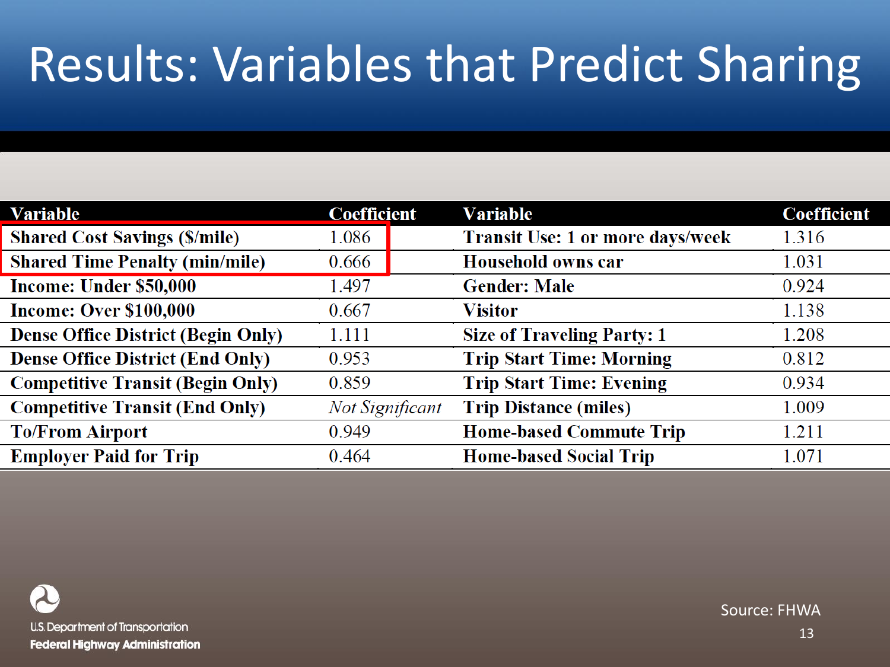# Results: Variables that Predict Sharing

| Variable | Coefficient | Variable | Coefficient |
|---|---|---|---|
| Shared Cost Savings ($/mile) | 1.086 | Transit Use: 1 or more days/week | 1.316 |
| Shared Time Penalty (min/mile) | 0.666 | Household owns car | 1.031 |
| Income: Under $50,000 | 1.497 | Gender: Male | 0.924 |
| Income: Over $100,000 | 0.667 | Visitor | 1.138 |
| Dense Office District (Begin Only) | 1.111 | Size of Traveling Party: 1 | 1.208 |
| Dense Office District (End Only) | 0.953 | Trip Start Time: Morning | 0.812 |
| Competitive Transit (Begin Only) | 0.859 | Trip Start Time: Evening | 0.934 |
| Competitive Transit (End Only) | *Not Significant* | Trip Distance (miles) | 1.009 |
| To/From Airport | 0.949 | Home-based Commute Trip | 1.211 |
| Employer Paid for Trip | 0.464 | Home-based Social Trip | 1.071 |

Source: FHWA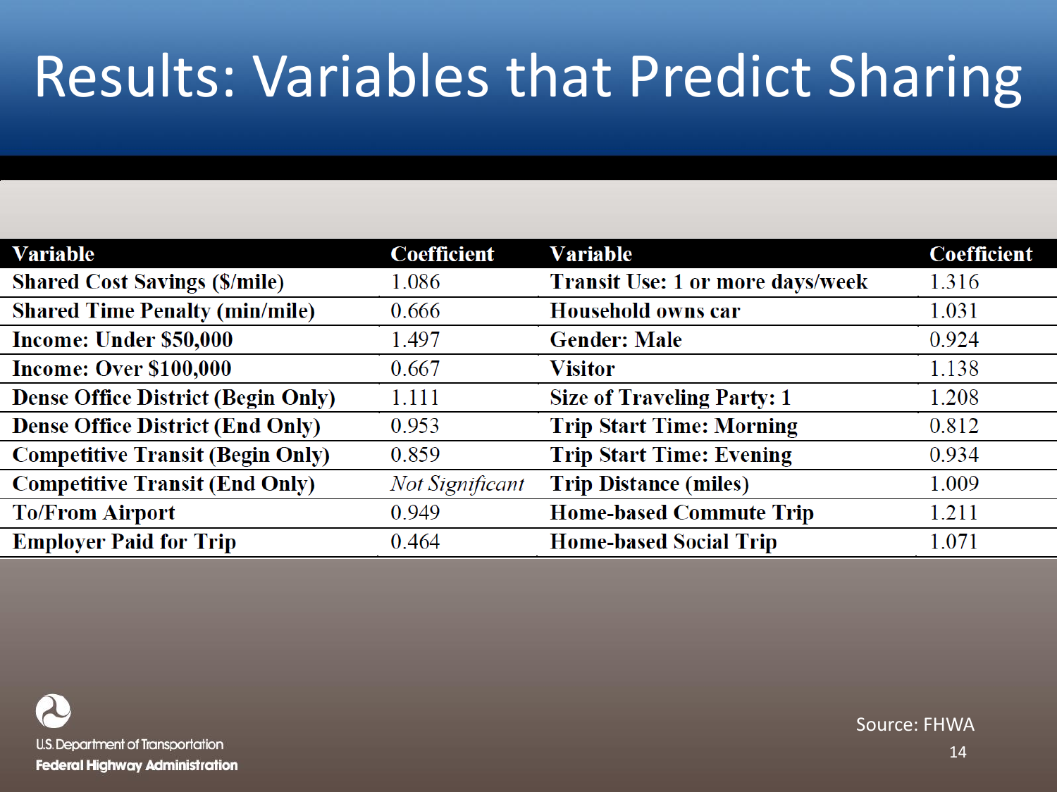# Results: Variables that Predict Sharing

| Variable | Coefficient | Variable | Coefficient |
|---|---|---|---|
| Shared Cost Savings ($/mile) | 1.086 | Transit Use: 1 or more days/week | 1.316 |
| Shared Time Penalty (min/mile) | 0.666 | Household owns car | 1.031 |
| Income: Under $50,000 | 1.497 | Gender: Male | 0.924 |
| Income: Over $100,000 | 0.667 | Visitor | 1.138 |
| Dense Office District (Begin Only) | 1.111 | Size of Traveling Party: 1 | 1.208 |
| Dense Office District (End Only) | 0.953 | Trip Start Time: Morning | 0.812 |
| Competitive Transit (Begin Only) | 0.859 | Trip Start Time: Evening | 0.934 |
| Competitive Transit (End Only) | *Not Significant* | Trip Distance (miles) | 1.009 |
| To/From Airport | 0.949 | Home-based Commute Trip | 1.211 |
| Employer Paid for Trip | 0.464 | Home-based Social Trip | 1.071 |

Source: FHWA

U.S. Department of Transportation
Federal Highway Administration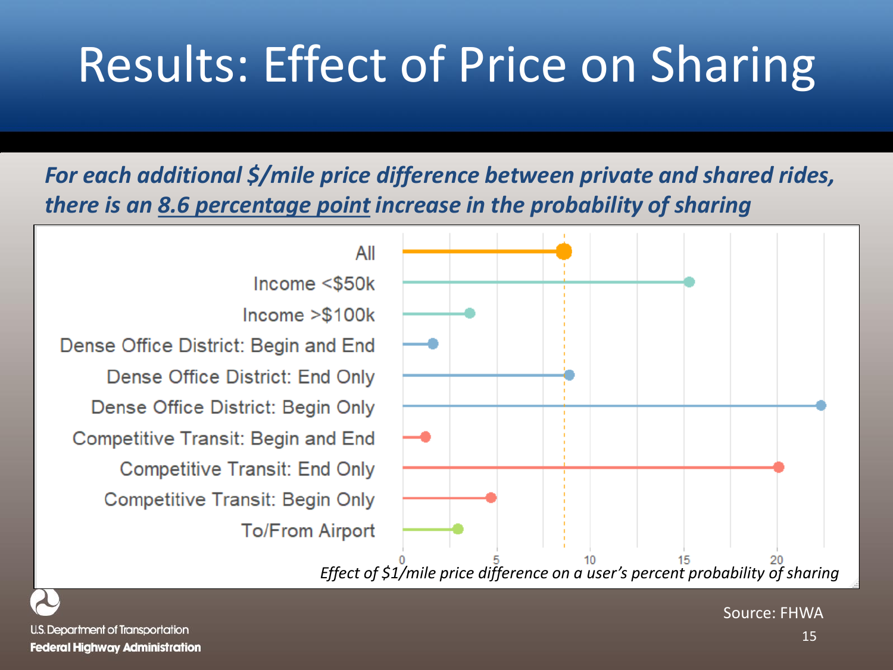# Results: Effect of Price on Sharing

***For each additional $/mile price difference between private and shared rides, there is an 8.6 percentage point increase in the probability of sharing***

| Category | Effect (approx.) |
| --- | --- |
| All | 8.6 |
| Income <$50k | ~15.3 |
| Income >$100k | ~3.6 |
| Dense Office District: Begin and End | ~1.6 |
| Dense Office District: End Only | ~8.9 |
| Dense Office District: Begin Only | ~22.3 |
| Competitive Transit: Begin and End | ~1.2 |
| Competitive Transit: End Only | ~20.1 |
| Competitive Transit: Begin Only | ~4.7 |
| To/From Airport | ~2.9 |

*Effect of $1/mile price difference on a user's percent probability of sharing*

Source: FHWA

U.S. Department of Transportation
**Federal Highway Administration**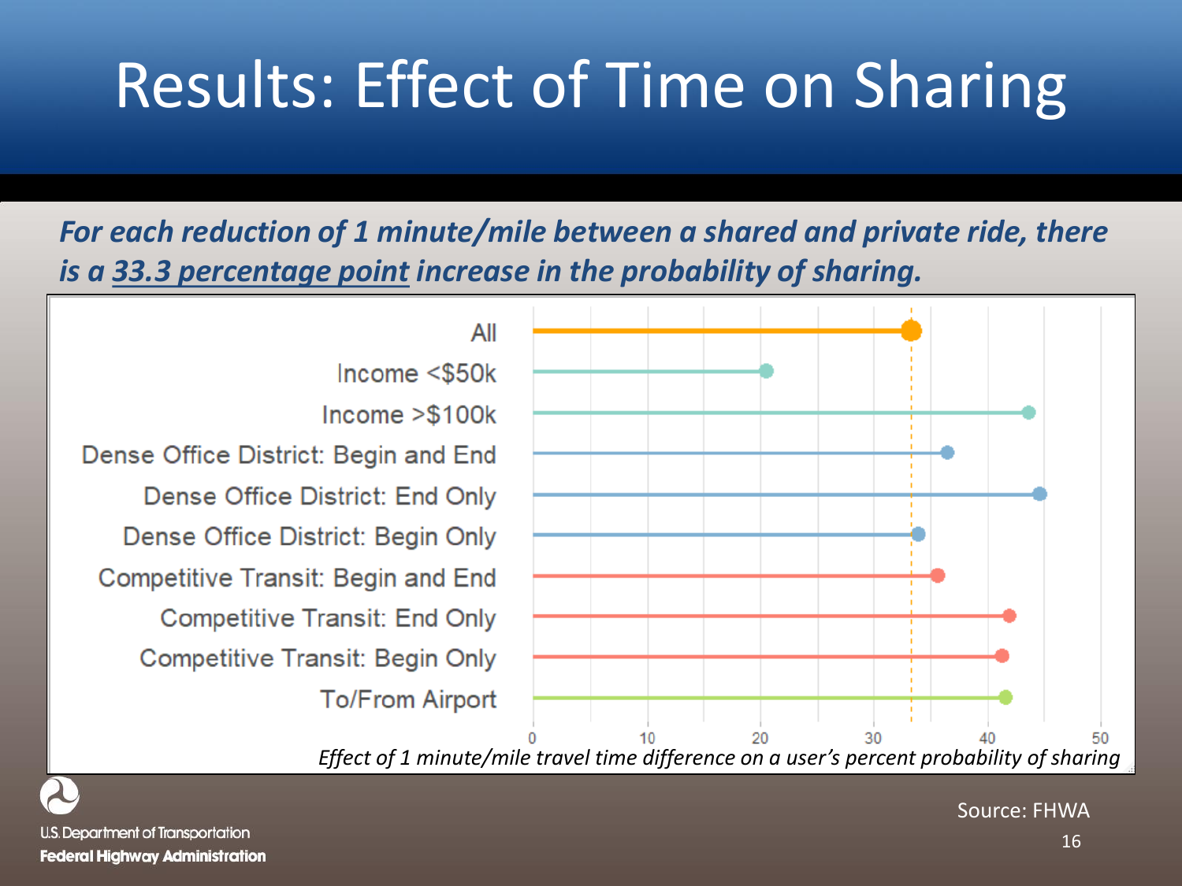# Results: Effect of Time on Sharing

***For each reduction of 1 minute/mile between a shared and private ride, there is a 33.3 percentage point increase in the probability of sharing.***

| Category | Effect (approx.) |
|---|---|
| All | 33.3 |
| Income <$50k | ~20.5 |
| Income >$100k | ~43.5 |
| Dense Office District: Begin and End | ~36.5 |
| Dense Office District: End Only | ~44.5 |
| Dense Office District: Begin Only | ~34 |
| Competitive Transit: Begin and End | ~35.5 |
| Competitive Transit: End Only | ~42 |
| Competitive Transit: Begin Only | ~41 |
| To/From Airport | ~41.5 |

*Effect of 1 minute/mile travel time difference on a user's percent probability of sharing*

Source: FHWA

U.S. Department of Transportation
**Federal Highway Administration**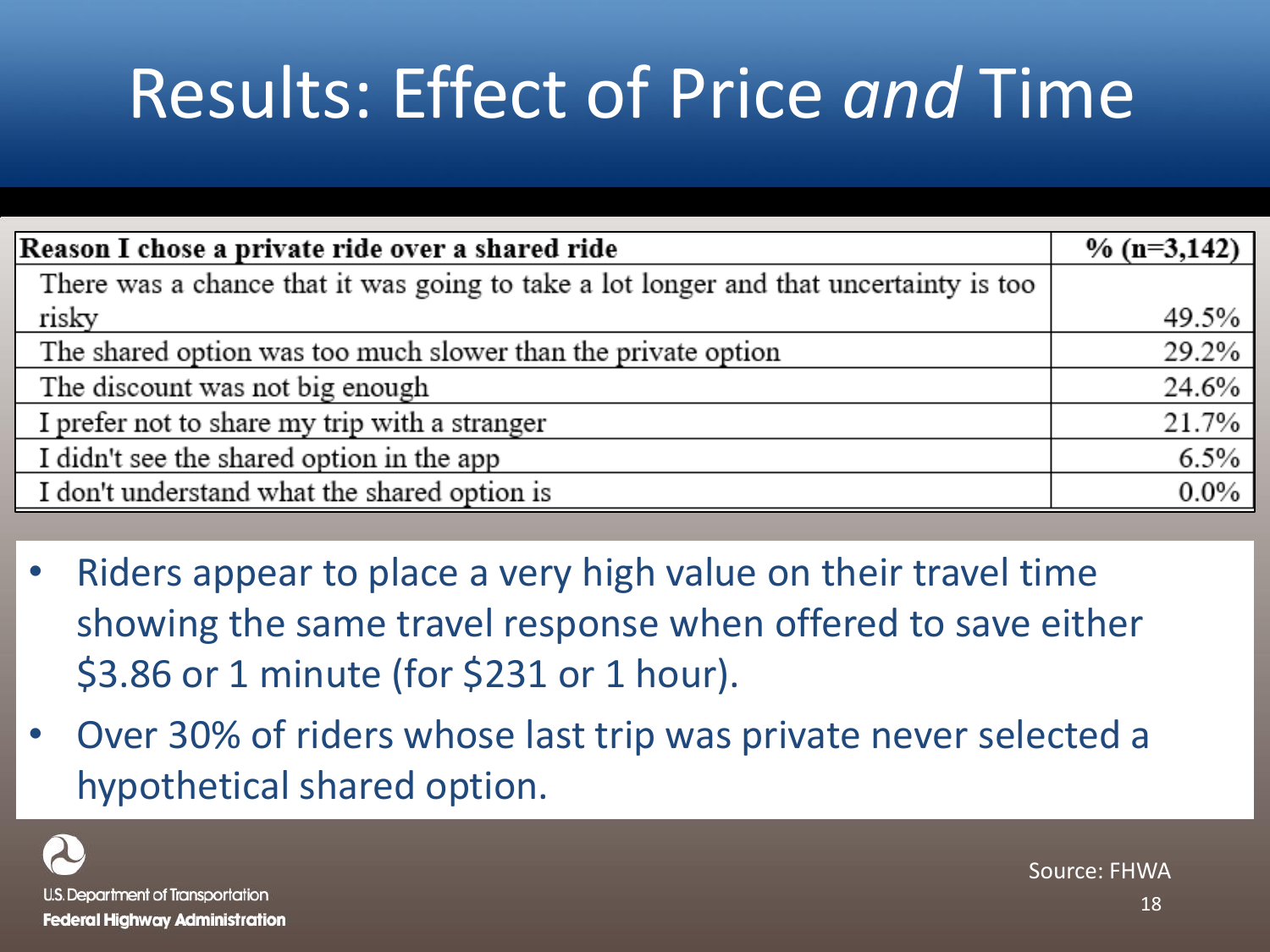# Results: Effect of Price *and* Time

| Reason I chose a private ride over a shared ride | % (n=3,142) |
|---|---|
| There was a chance that it was going to take a lot longer and that uncertainty is too risky | 49.5% |
| The shared option was too much slower than the private option | 29.2% |
| The discount was not big enough | 24.6% |
| I prefer not to share my trip with a stranger | 21.7% |
| I didn't see the shared option in the app | 6.5% |
| I don't understand what the shared option is | 0.0% |

- Riders appear to place a very high value on their travel time showing the same travel response when offered to save either $3.86 or 1 minute (for $231 or 1 hour).
- Over 30% of riders whose last trip was private never selected a hypothetical shared option.

U.S. Department of Transportation
**Federal Highway Administration**

Source: FHWA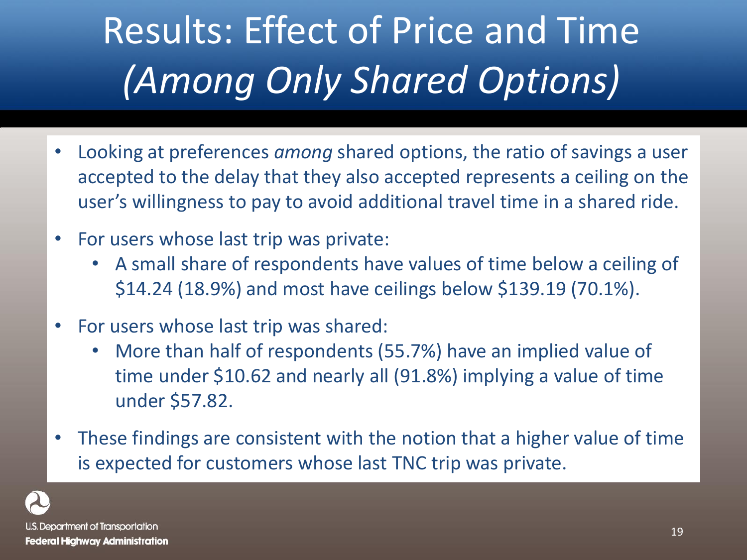# Results: Effect of Price and Time *(Among Only Shared Options)*

- Looking at preferences *among* shared options, the ratio of savings a user accepted to the delay that they also accepted represents a ceiling on the user's willingness to pay to avoid additional travel time in a shared ride.
- For users whose last trip was private:
  - A small share of respondents have values of time below a ceiling of $14.24 (18.9%) and most have ceilings below $139.19 (70.1%).
- For users whose last trip was shared:
  - More than half of respondents (55.7%) have an implied value of time under $10.62 and nearly all (91.8%) implying a value of time under $57.82.
- These findings are consistent with the notion that a higher value of time is expected for customers whose last TNC trip was private.

U.S. Department of Transportation
**Federal Highway Administration**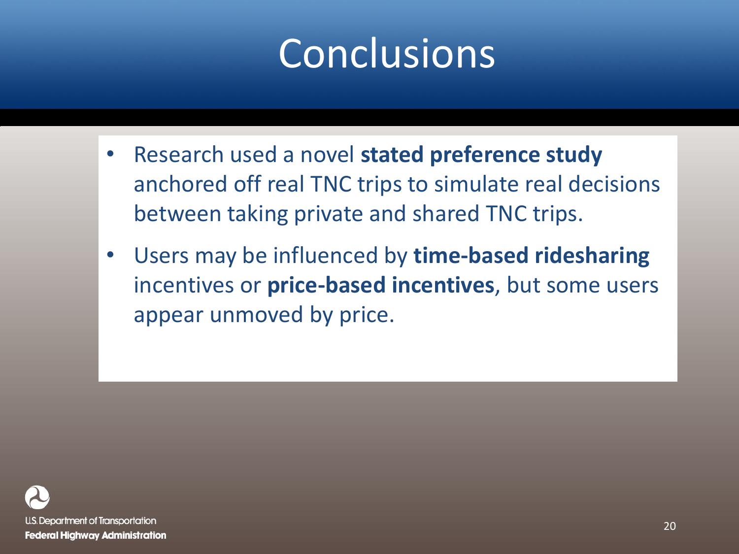# Conclusions

- Research used a novel **stated preference study** anchored off real TNC trips to simulate real decisions between taking private and shared TNC trips.
- Users may be influenced by **time-based ridesharing** incentives or **price-based incentives**, but some users appear unmoved by price.

U.S. Department of Transportation
**Federal Highway Administration**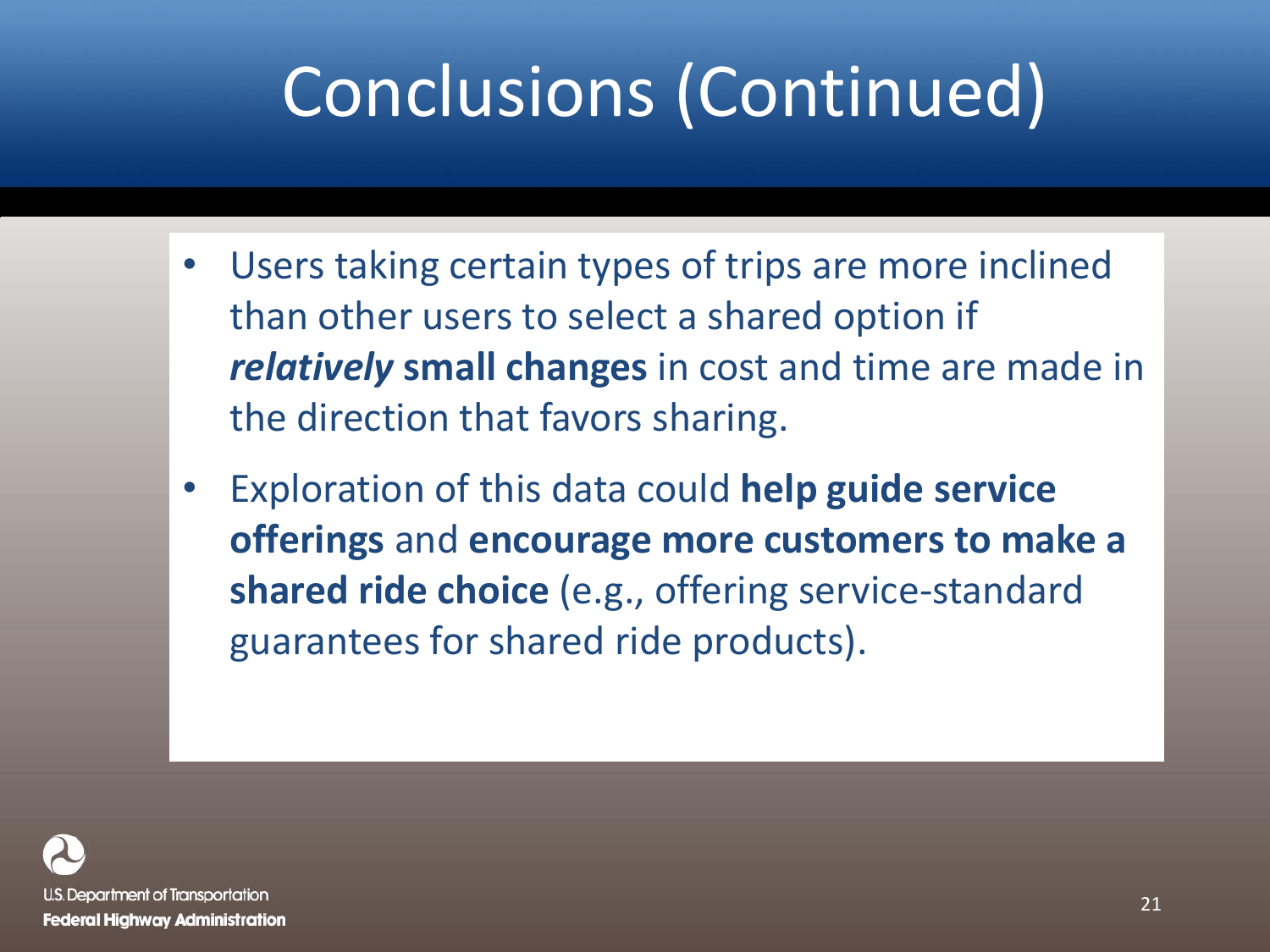# Conclusions (Continued)

- Users taking certain types of trips are more inclined than other users to select a shared option if ***relatively* small changes** in cost and time are made in the direction that favors sharing.
- Exploration of this data could **help guide service offerings** and **encourage more customers to make a shared ride choice** (e.g., offering service-standard guarantees for shared ride products).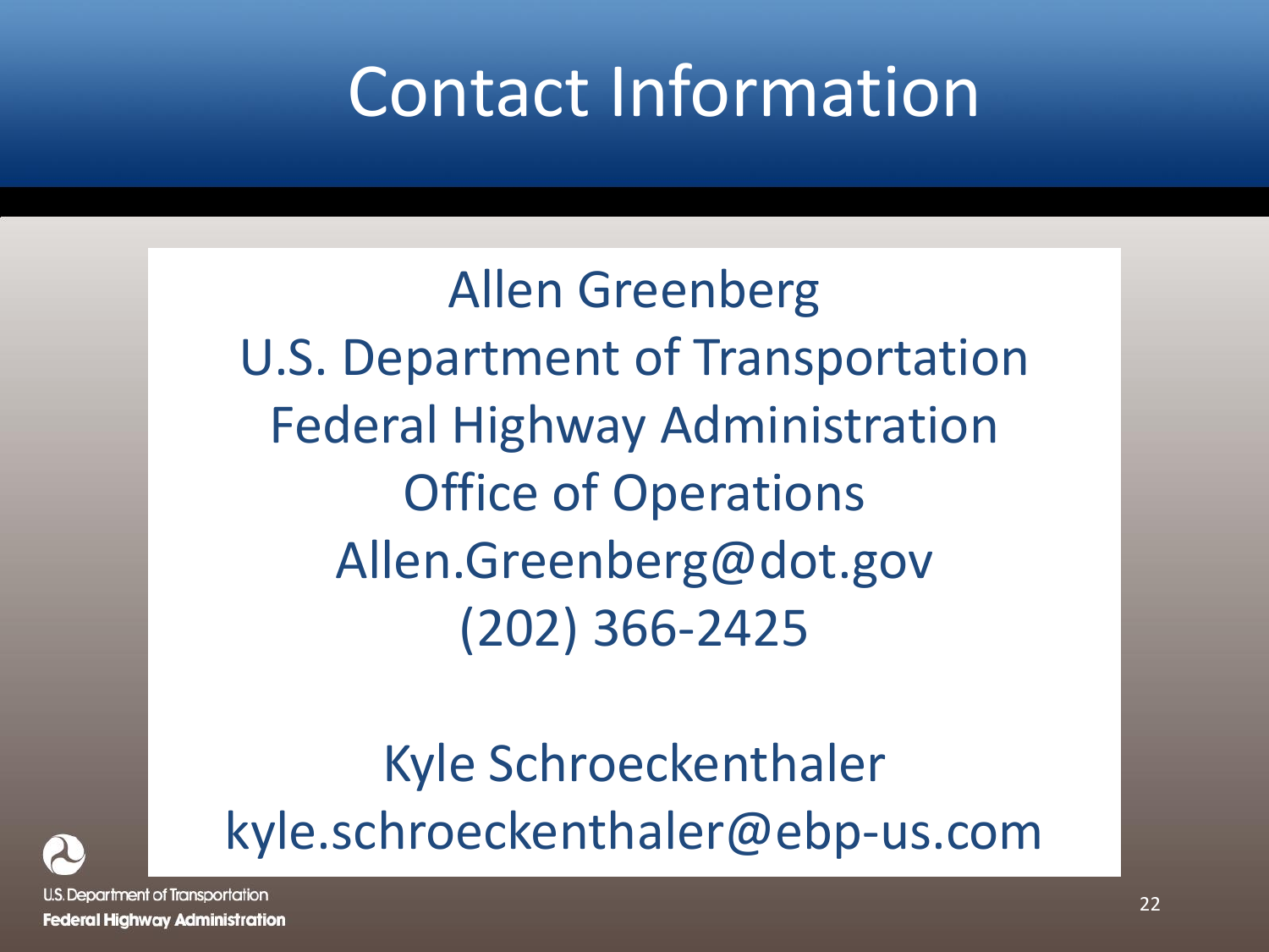# Contact Information

Allen Greenberg
U.S. Department of Transportation
Federal Highway Administration
Office of Operations
Allen.Greenberg@dot.gov
(202) 366-2425

Kyle Schroeckenthaler
kyle.schroeckenthaler@ebp-us.com